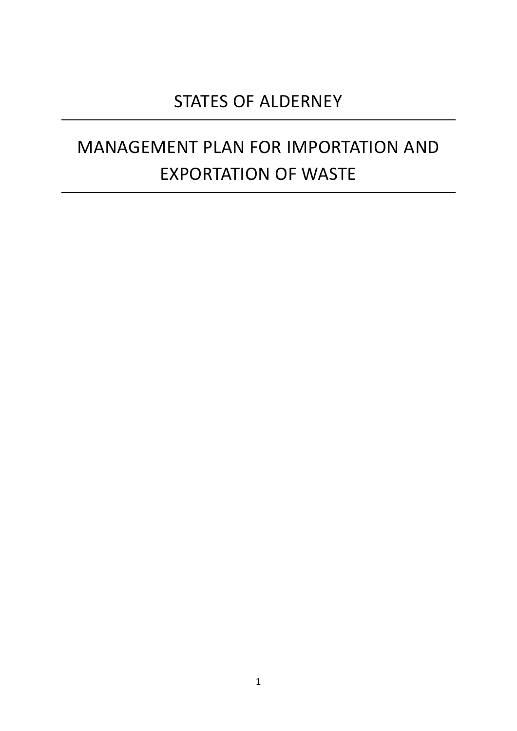# STATES OF ALDERNEY

# MANAGEMENT PLAN FOR IMPORTATION AND EXPORTATION OF WASTE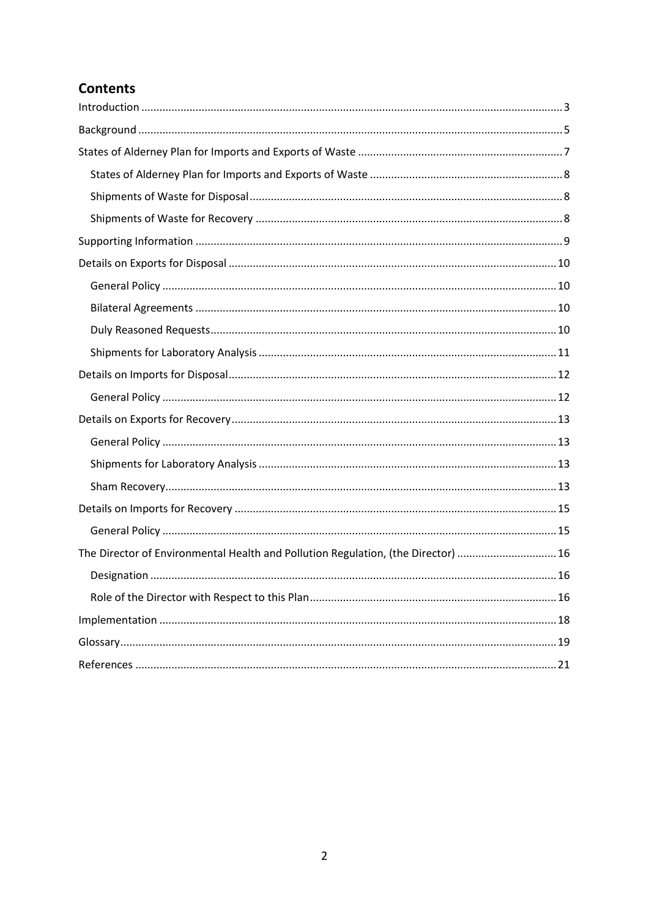## Contents

Introduction ........................................................................ 3

Background ........................................................................ 5

States of Alderney Plan for Imports and Exports of Waste ........................................ 7

- States of Alderney Plan for Imports and Exports of Waste ........................................ 8
- Shipments of Waste for Disposal ........................................ 8
- Shipments of Waste for Recovery ........................................ 8

Supporting Information ........................................................................ 9

Details on Exports for Disposal ........................................................................ 10

- General Policy ........................................ 10
- Bilateral Agreements ........................................ 10
- Duly Reasoned Requests ........................................ 10
- Shipments for Laboratory Analysis ........................................ 11

Details on Imports for Disposal ........................................................................ 12

- General Policy ........................................ 12

Details on Exports for Recovery ........................................................................ 13

- General Policy ........................................ 13
- Shipments for Laboratory Analysis ........................................ 13
- Sham Recovery ........................................ 13

Details on Imports for Recovery ........................................................................ 15

- General Policy ........................................ 15

The Director of Environmental Health and Pollution Regulation, (the Director) ........................................ 16

- Designation ........................................ 16
- Role of the Director with Respect to this Plan ........................................ 16

Implementation ........................................................................ 18

Glossary ........................................................................ 19

References ........................................................................ 21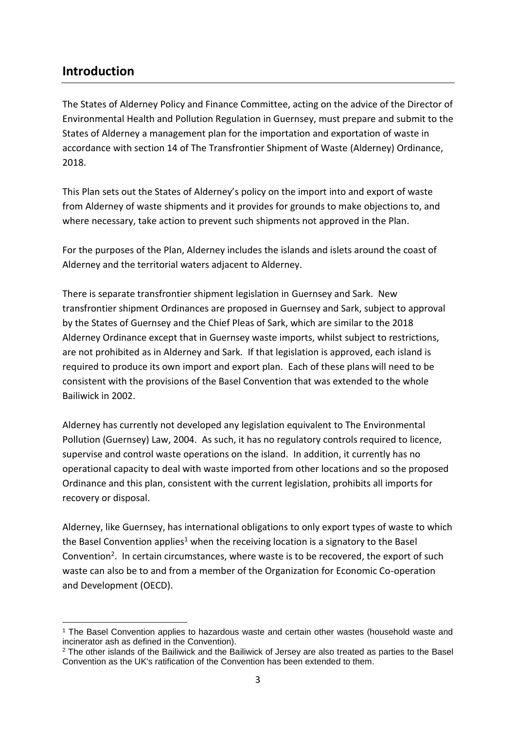## Introduction

The States of Alderney Policy and Finance Committee, acting on the advice of the Director of Environmental Health and Pollution Regulation in Guernsey, must prepare and submit to the States of Alderney a management plan for the importation and exportation of waste in accordance with section 14 of The Transfrontier Shipment of Waste (Alderney) Ordinance, 2018.

This Plan sets out the States of Alderney's policy on the import into and export of waste from Alderney of waste shipments and it provides for grounds to make objections to, and where necessary, take action to prevent such shipments not approved in the Plan.

For the purposes of the Plan, Alderney includes the islands and islets around the coast of Alderney and the territorial waters adjacent to Alderney.

There is separate transfrontier shipment legislation in Guernsey and Sark. New transfrontier shipment Ordinances are proposed in Guernsey and Sark, subject to approval by the States of Guernsey and the Chief Pleas of Sark, which are similar to the 2018 Alderney Ordinance except that in Guernsey waste imports, whilst subject to restrictions, are not prohibited as in Alderney and Sark. If that legislation is approved, each island is required to produce its own import and export plan. Each of these plans will need to be consistent with the provisions of the Basel Convention that was extended to the whole Bailiwick in 2002.

Alderney has currently not developed any legislation equivalent to The Environmental Pollution (Guernsey) Law, 2004. As such, it has no regulatory controls required to licence, supervise and control waste operations on the island. In addition, it currently has no operational capacity to deal with waste imported from other locations and so the proposed Ordinance and this plan, consistent with the current legislation, prohibits all imports for recovery or disposal.

Alderney, like Guernsey, has international obligations to only export types of waste to which the Basel Convention applies[1] when the receiving location is a signatory to the Basel Convention[2]. In certain circumstances, where waste is to be recovered, the export of such waste can also be to and from a member of the Organization for Economic Co-operation and Development (OECD).

---

[1] The Basel Convention applies to hazardous waste and certain other wastes (household waste and incinerator ash as defined in the Convention).

[2] The other islands of the Bailiwick and the Bailiwick of Jersey are also treated as parties to the Basel Convention as the UK's ratification of the Convention has been extended to them.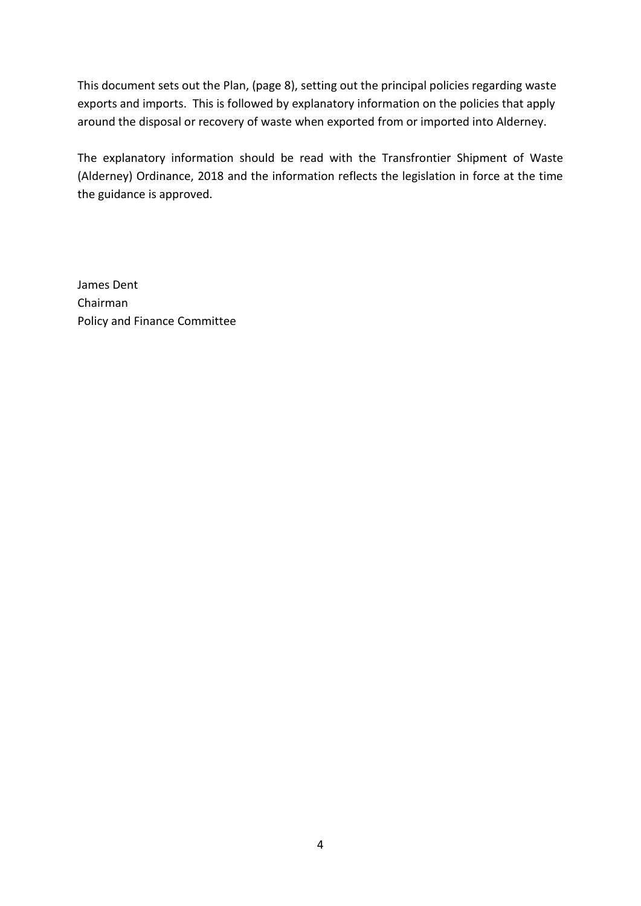This document sets out the Plan, (page 8), setting out the principal policies regarding waste exports and imports. This is followed by explanatory information on the policies that apply around the disposal or recovery of waste when exported from or imported into Alderney.

The explanatory information should be read with the Transfrontier Shipment of Waste (Alderney) Ordinance, 2018 and the information reflects the legislation in force at the time the guidance is approved.

James Dent  
Chairman  
Policy and Finance Committee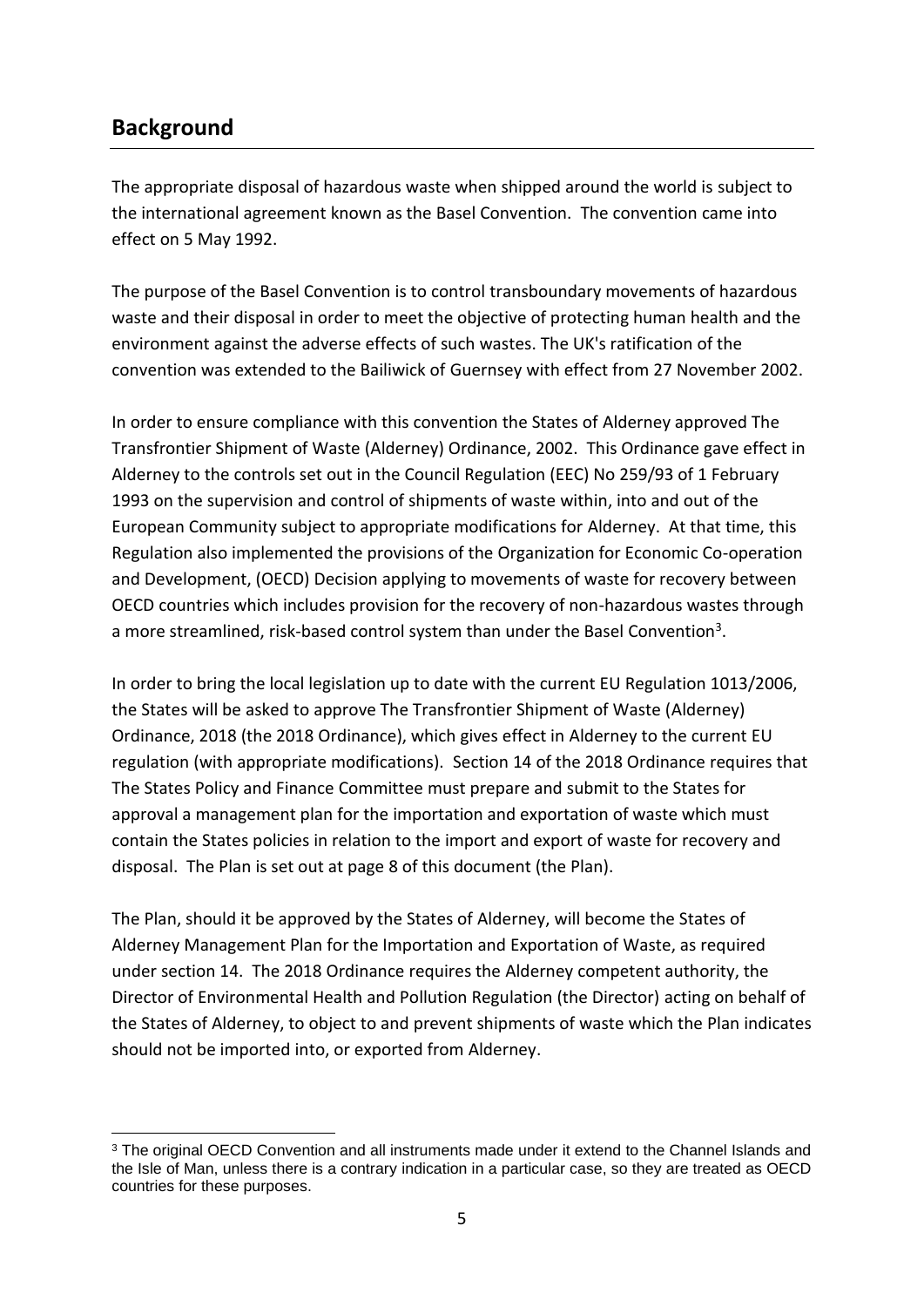## Background

The appropriate disposal of hazardous waste when shipped around the world is subject to the international agreement known as the Basel Convention. The convention came into effect on 5 May 1992.

The purpose of the Basel Convention is to control transboundary movements of hazardous waste and their disposal in order to meet the objective of protecting human health and the environment against the adverse effects of such wastes. The UK's ratification of the convention was extended to the Bailiwick of Guernsey with effect from 27 November 2002.

In order to ensure compliance with this convention the States of Alderney approved The Transfrontier Shipment of Waste (Alderney) Ordinance, 2002. This Ordinance gave effect in Alderney to the controls set out in the Council Regulation (EEC) No 259/93 of 1 February 1993 on the supervision and control of shipments of waste within, into and out of the European Community subject to appropriate modifications for Alderney. At that time, this Regulation also implemented the provisions of the Organization for Economic Co-operation and Development, (OECD) Decision applying to movements of waste for recovery between OECD countries which includes provision for the recovery of non-hazardous wastes through a more streamlined, risk-based control system than under the Basel Convention[3].

In order to bring the local legislation up to date with the current EU Regulation 1013/2006, the States will be asked to approve The Transfrontier Shipment of Waste (Alderney) Ordinance, 2018 (the 2018 Ordinance), which gives effect in Alderney to the current EU regulation (with appropriate modifications). Section 14 of the 2018 Ordinance requires that The States Policy and Finance Committee must prepare and submit to the States for approval a management plan for the importation and exportation of waste which must contain the States policies in relation to the import and export of waste for recovery and disposal. The Plan is set out at page 8 of this document (the Plan).

The Plan, should it be approved by the States of Alderney, will become the States of Alderney Management Plan for the Importation and Exportation of Waste, as required under section 14. The 2018 Ordinance requires the Alderney competent authority, the Director of Environmental Health and Pollution Regulation (the Director) acting on behalf of the States of Alderney, to object to and prevent shipments of waste which the Plan indicates should not be imported into, or exported from Alderney.

[3] The original OECD Convention and all instruments made under it extend to the Channel Islands and the Isle of Man, unless there is a contrary indication in a particular case, so they are treated as OECD countries for these purposes.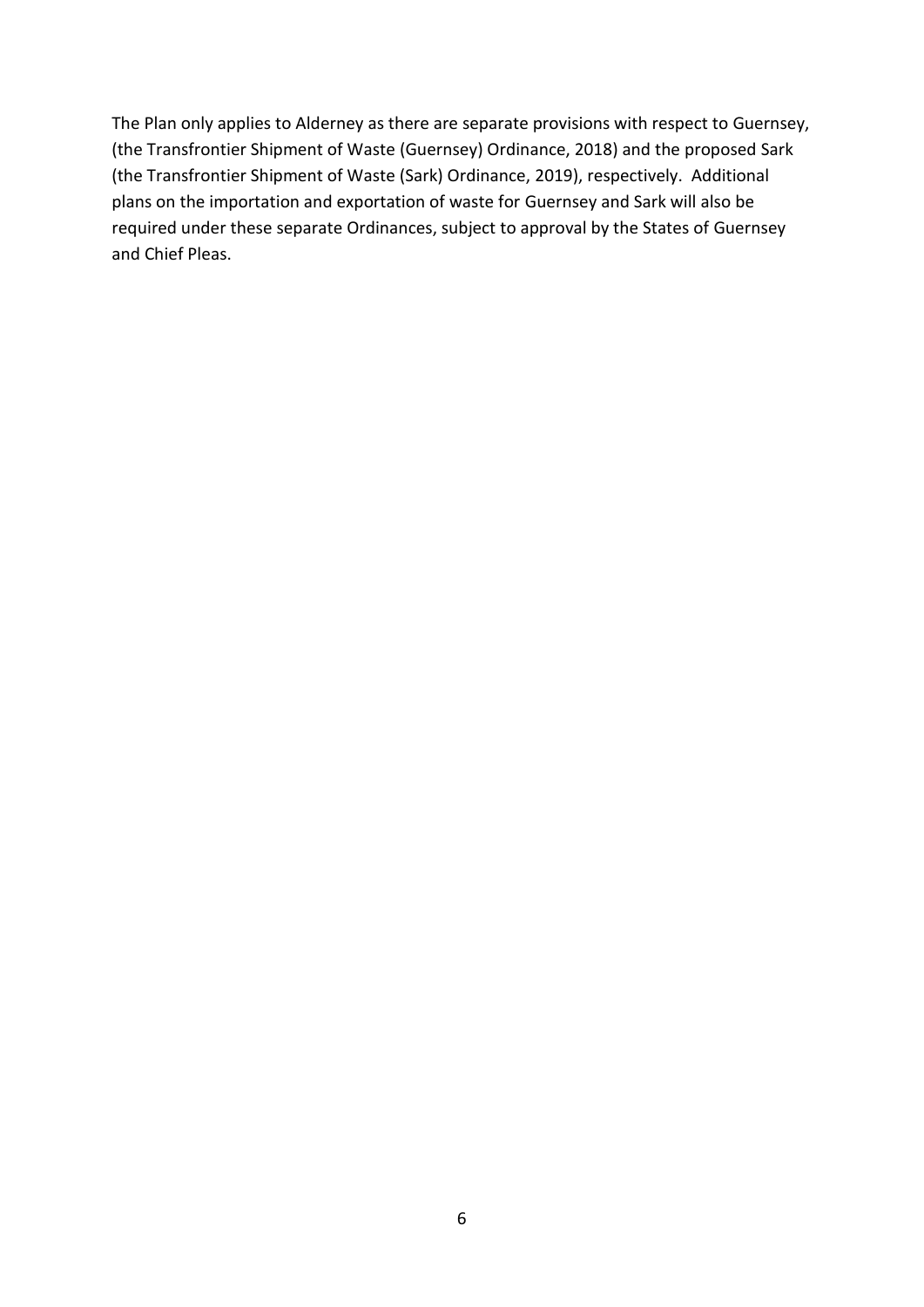The Plan only applies to Alderney as there are separate provisions with respect to Guernsey, (the Transfrontier Shipment of Waste (Guernsey) Ordinance, 2018) and the proposed Sark (the Transfrontier Shipment of Waste (Sark) Ordinance, 2019), respectively. Additional plans on the importation and exportation of waste for Guernsey and Sark will also be required under these separate Ordinances, subject to approval by the States of Guernsey and Chief Pleas.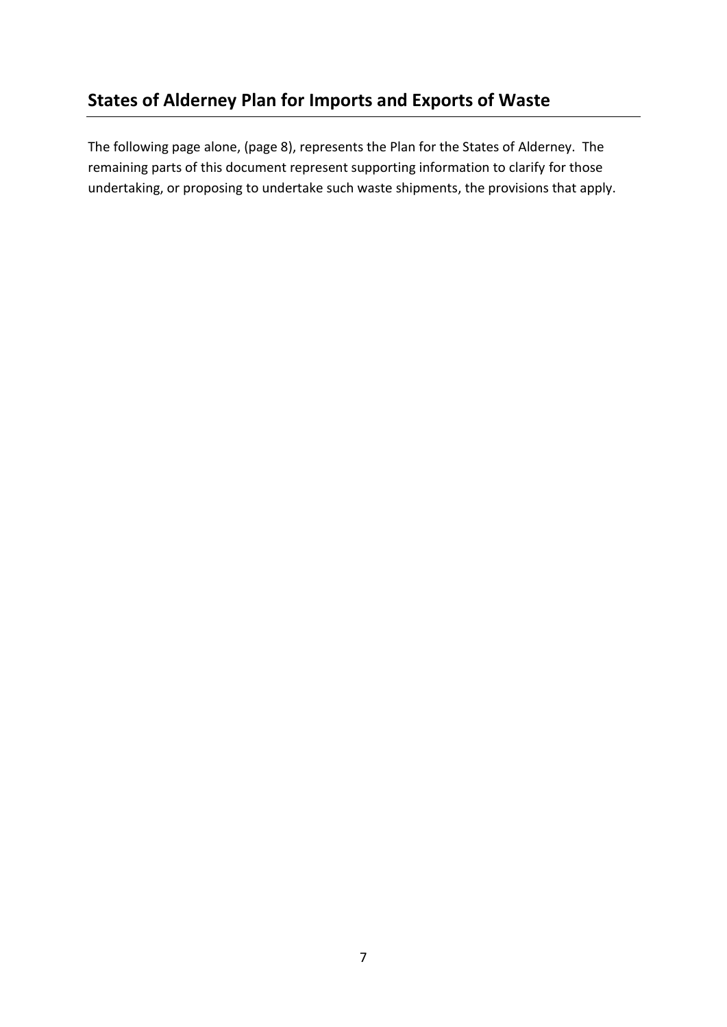## States of Alderney Plan for Imports and Exports of Waste

The following page alone, (page 8), represents the Plan for the States of Alderney. The remaining parts of this document represent supporting information to clarify for those undertaking, or proposing to undertake such waste shipments, the provisions that apply.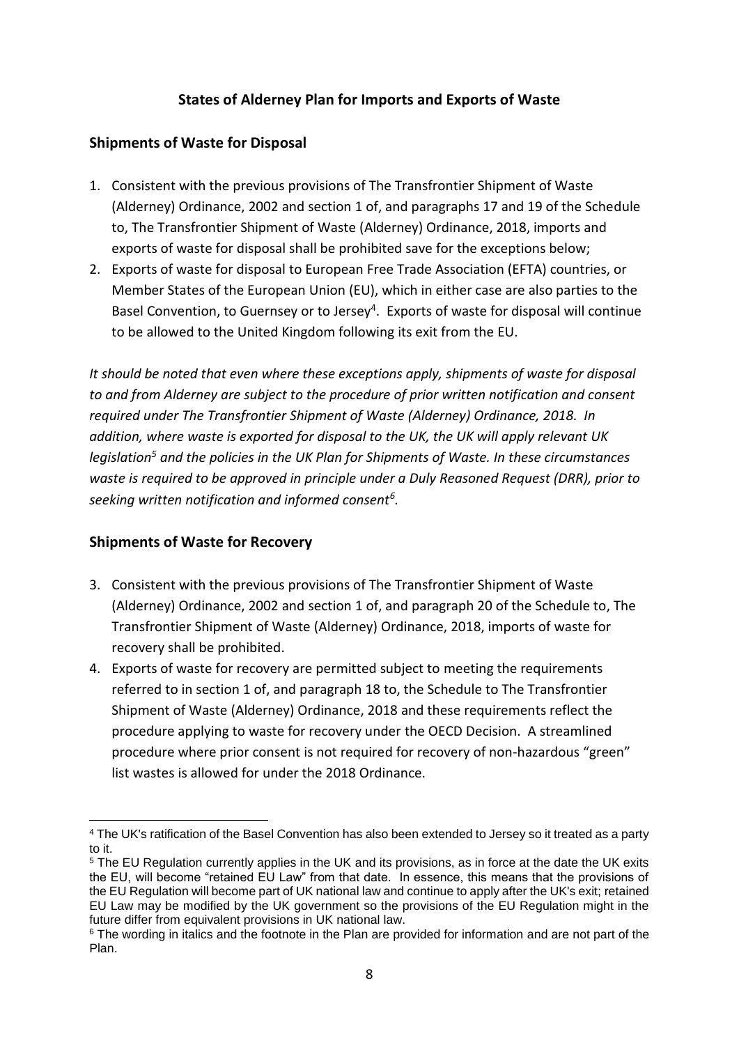## States of Alderney Plan for Imports and Exports of Waste

### Shipments of Waste for Disposal

1. Consistent with the previous provisions of The Transfrontier Shipment of Waste (Alderney) Ordinance, 2002 and section 1 of, and paragraphs 17 and 19 of the Schedule to, The Transfrontier Shipment of Waste (Alderney) Ordinance, 2018, imports and exports of waste for disposal shall be prohibited save for the exceptions below;
2. Exports of waste for disposal to European Free Trade Association (EFTA) countries, or Member States of the European Union (EU), which in either case are also parties to the Basel Convention, to Guernsey or to Jersey[4]. Exports of waste for disposal will continue to be allowed to the United Kingdom following its exit from the EU.

*It should be noted that even where these exceptions apply, shipments of waste for disposal to and from Alderney are subject to the procedure of prior written notification and consent required under The Transfrontier Shipment of Waste (Alderney) Ordinance, 2018. In addition, where waste is exported for disposal to the UK, the UK will apply relevant UK legislation[5] and the policies in the UK Plan for Shipments of Waste. In these circumstances waste is required to be approved in principle under a Duly Reasoned Request (DRR), prior to seeking written notification and informed consent[6].*

### Shipments of Waste for Recovery

3. Consistent with the previous provisions of The Transfrontier Shipment of Waste (Alderney) Ordinance, 2002 and section 1 of, and paragraph 20 of the Schedule to, The Transfrontier Shipment of Waste (Alderney) Ordinance, 2018, imports of waste for recovery shall be prohibited.
4. Exports of waste for recovery are permitted subject to meeting the requirements referred to in section 1 of, and paragraph 18 to, the Schedule to The Transfrontier Shipment of Waste (Alderney) Ordinance, 2018 and these requirements reflect the procedure applying to waste for recovery under the OECD Decision. A streamlined procedure where prior consent is not required for recovery of non-hazardous "green" list wastes is allowed for under the 2018 Ordinance.

---

[4] The UK's ratification of the Basel Convention has also been extended to Jersey so it treated as a party to it.

[5] The EU Regulation currently applies in the UK and its provisions, as in force at the date the UK exits the EU, will become "retained EU Law" from that date. In essence, this means that the provisions of the EU Regulation will become part of UK national law and continue to apply after the UK's exit; retained EU Law may be modified by the UK government so the provisions of the EU Regulation might in the future differ from equivalent provisions in UK national law.

[6] The wording in italics and the footnote in the Plan are provided for information and are not part of the Plan.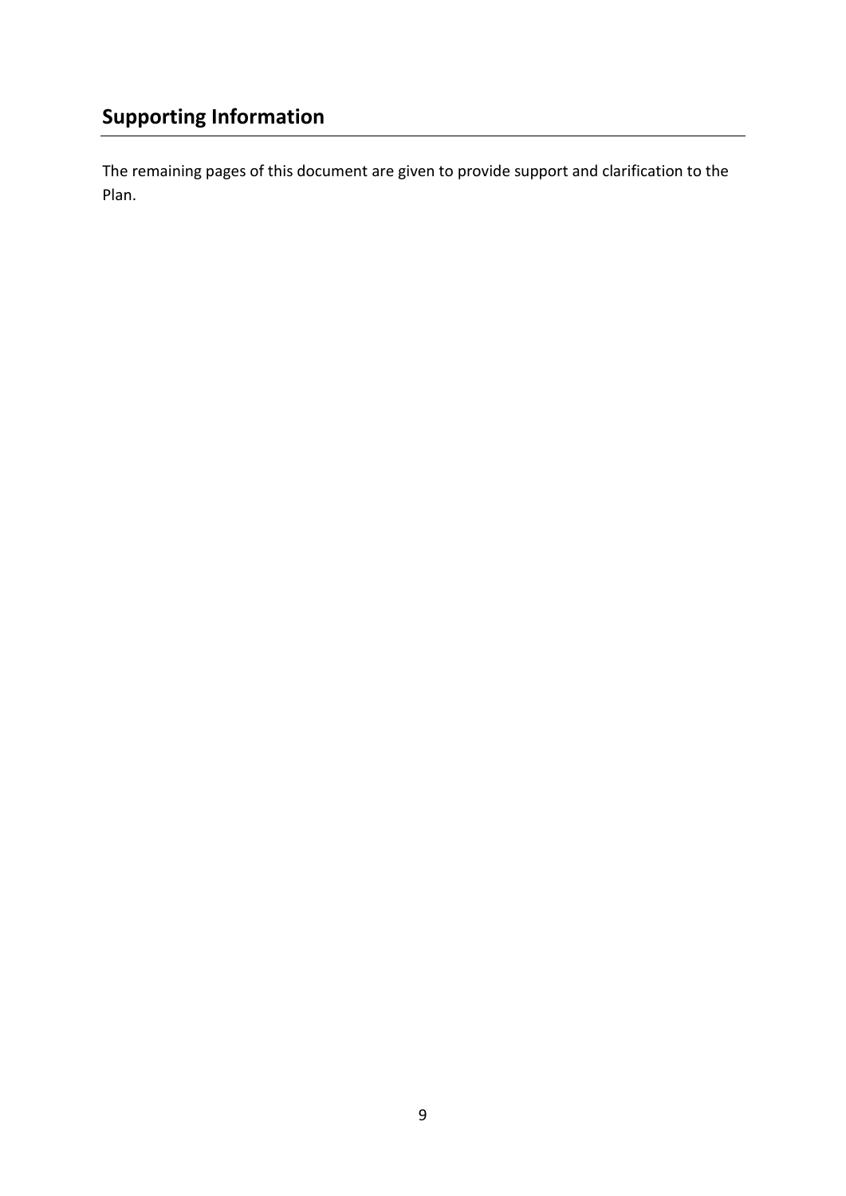## Supporting Information

The remaining pages of this document are given to provide support and clarification to the Plan.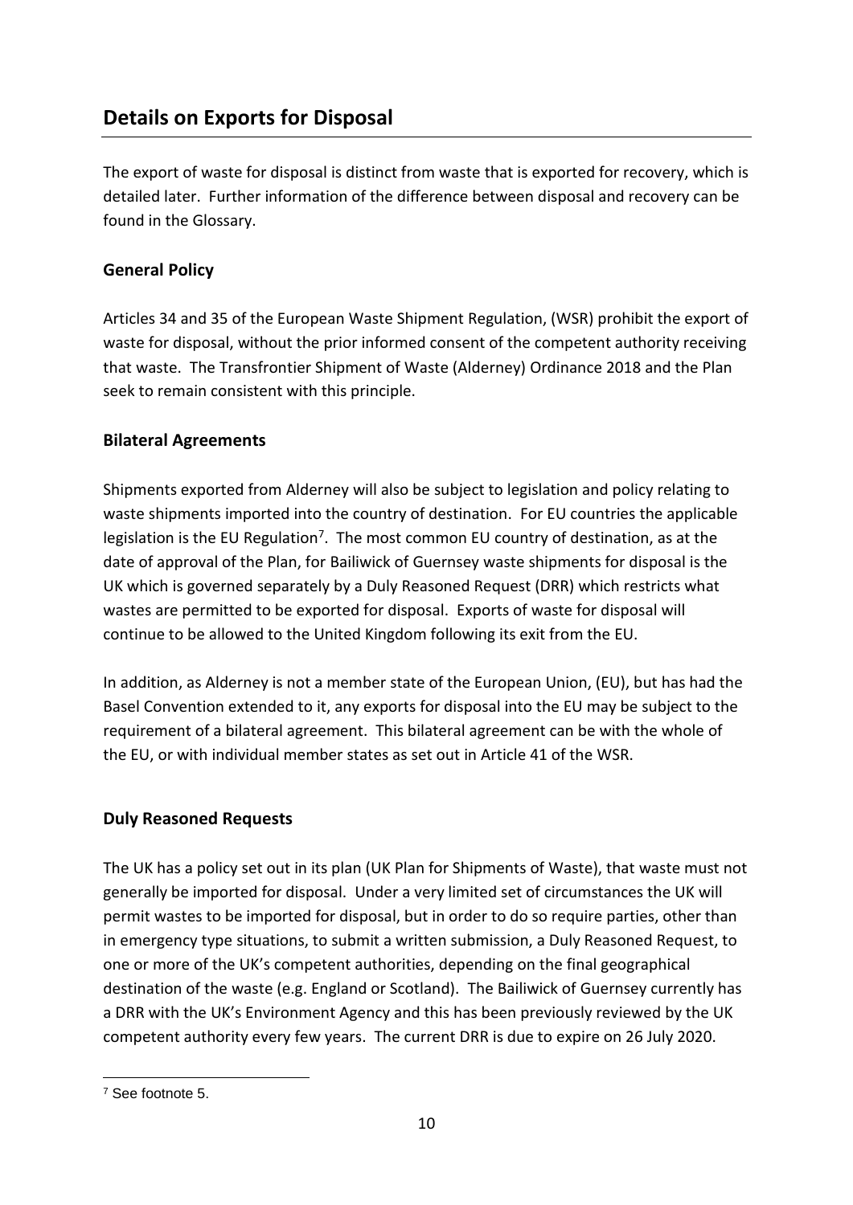## Details on Exports for Disposal

The export of waste for disposal is distinct from waste that is exported for recovery, which is detailed later. Further information of the difference between disposal and recovery can be found in the Glossary.

### General Policy

Articles 34 and 35 of the European Waste Shipment Regulation, (WSR) prohibit the export of waste for disposal, without the prior informed consent of the competent authority receiving that waste. The Transfrontier Shipment of Waste (Alderney) Ordinance 2018 and the Plan seek to remain consistent with this principle.

### Bilateral Agreements

Shipments exported from Alderney will also be subject to legislation and policy relating to waste shipments imported into the country of destination. For EU countries the applicable legislation is the EU Regulation[7]. The most common EU country of destination, as at the date of approval of the Plan, for Bailiwick of Guernsey waste shipments for disposal is the UK which is governed separately by a Duly Reasoned Request (DRR) which restricts what wastes are permitted to be exported for disposal. Exports of waste for disposal will continue to be allowed to the United Kingdom following its exit from the EU.

In addition, as Alderney is not a member state of the European Union, (EU), but has had the Basel Convention extended to it, any exports for disposal into the EU may be subject to the requirement of a bilateral agreement. This bilateral agreement can be with the whole of the EU, or with individual member states as set out in Article 41 of the WSR.

### Duly Reasoned Requests

The UK has a policy set out in its plan (UK Plan for Shipments of Waste), that waste must not generally be imported for disposal. Under a very limited set of circumstances the UK will permit wastes to be imported for disposal, but in order to do so require parties, other than in emergency type situations, to submit a written submission, a Duly Reasoned Request, to one or more of the UK's competent authorities, depending on the final geographical destination of the waste (e.g. England or Scotland). The Bailiwick of Guernsey currently has a DRR with the UK's Environment Agency and this has been previously reviewed by the UK competent authority every few years. The current DRR is due to expire on 26 July 2020.

---

[7] See footnote 5.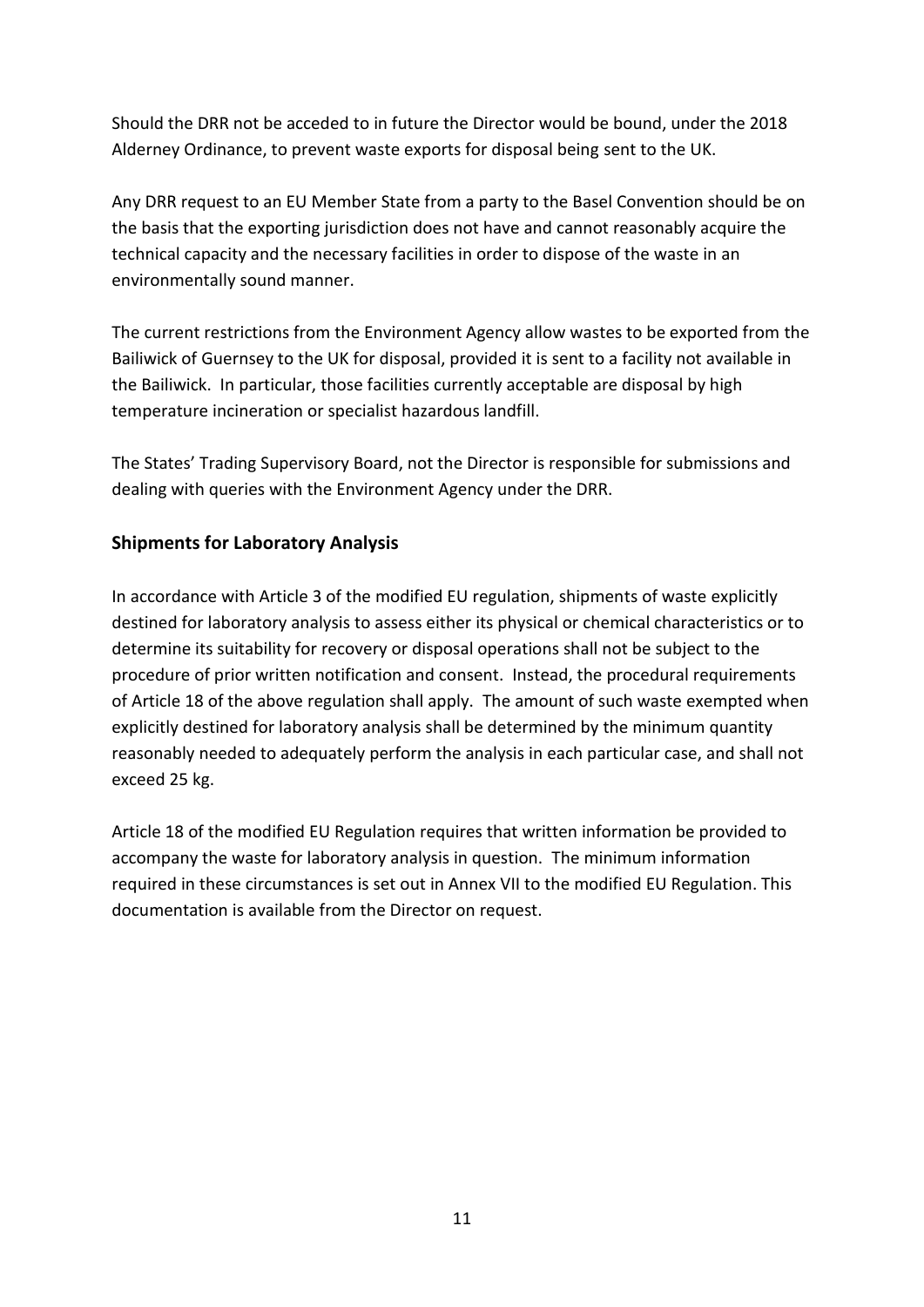Should the DRR not be acceded to in future the Director would be bound, under the 2018 Alderney Ordinance, to prevent waste exports for disposal being sent to the UK.

Any DRR request to an EU Member State from a party to the Basel Convention should be on the basis that the exporting jurisdiction does not have and cannot reasonably acquire the technical capacity and the necessary facilities in order to dispose of the waste in an environmentally sound manner.

The current restrictions from the Environment Agency allow wastes to be exported from the Bailiwick of Guernsey to the UK for disposal, provided it is sent to a facility not available in the Bailiwick. In particular, those facilities currently acceptable are disposal by high temperature incineration or specialist hazardous landfill.

The States' Trading Supervisory Board, not the Director is responsible for submissions and dealing with queries with the Environment Agency under the DRR.

## Shipments for Laboratory Analysis

In accordance with Article 3 of the modified EU regulation, shipments of waste explicitly destined for laboratory analysis to assess either its physical or chemical characteristics or to determine its suitability for recovery or disposal operations shall not be subject to the procedure of prior written notification and consent. Instead, the procedural requirements of Article 18 of the above regulation shall apply. The amount of such waste exempted when explicitly destined for laboratory analysis shall be determined by the minimum quantity reasonably needed to adequately perform the analysis in each particular case, and shall not exceed 25 kg.

Article 18 of the modified EU Regulation requires that written information be provided to accompany the waste for laboratory analysis in question. The minimum information required in these circumstances is set out in Annex VII to the modified EU Regulation. This documentation is available from the Director on request.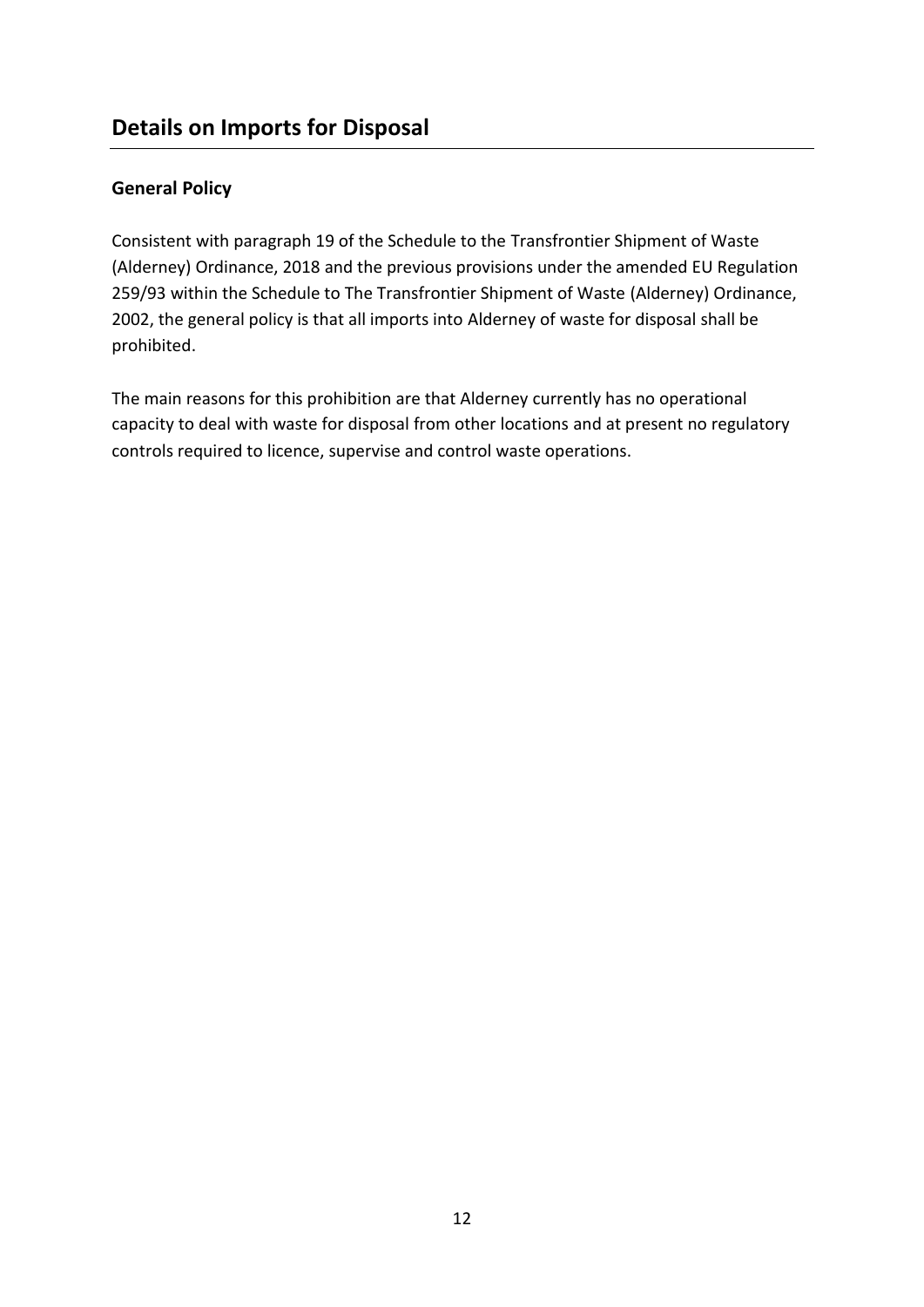# Details on Imports for Disposal

### General Policy

Consistent with paragraph 19 of the Schedule to the Transfrontier Shipment of Waste (Alderney) Ordinance, 2018 and the previous provisions under the amended EU Regulation 259/93 within the Schedule to The Transfrontier Shipment of Waste (Alderney) Ordinance, 2002, the general policy is that all imports into Alderney of waste for disposal shall be prohibited.

The main reasons for this prohibition are that Alderney currently has no operational capacity to deal with waste for disposal from other locations and at present no regulatory controls required to licence, supervise and control waste operations.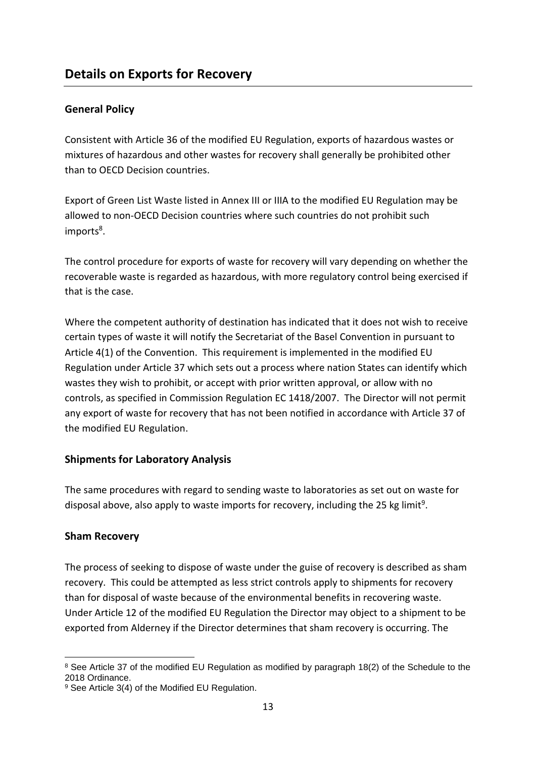## Details on Exports for Recovery

### General Policy

Consistent with Article 36 of the modified EU Regulation, exports of hazardous wastes or mixtures of hazardous and other wastes for recovery shall generally be prohibited other than to OECD Decision countries.

Export of Green List Waste listed in Annex III or IIIA to the modified EU Regulation may be allowed to non-OECD Decision countries where such countries do not prohibit such imports[8].

The control procedure for exports of waste for recovery will vary depending on whether the recoverable waste is regarded as hazardous, with more regulatory control being exercised if that is the case.

Where the competent authority of destination has indicated that it does not wish to receive certain types of waste it will notify the Secretariat of the Basel Convention in pursuant to Article 4(1) of the Convention. This requirement is implemented in the modified EU Regulation under Article 37 which sets out a process where nation States can identify which wastes they wish to prohibit, or accept with prior written approval, or allow with no controls, as specified in Commission Regulation EC 1418/2007. The Director will not permit any export of waste for recovery that has not been notified in accordance with Article 37 of the modified EU Regulation.

### Shipments for Laboratory Analysis

The same procedures with regard to sending waste to laboratories as set out on waste for disposal above, also apply to waste imports for recovery, including the 25 kg limit[9].

### Sham Recovery

The process of seeking to dispose of waste under the guise of recovery is described as sham recovery. This could be attempted as less strict controls apply to shipments for recovery than for disposal of waste because of the environmental benefits in recovering waste. Under Article 12 of the modified EU Regulation the Director may object to a shipment to be exported from Alderney if the Director determines that sham recovery is occurring. The

---

[8] See Article 37 of the modified EU Regulation as modified by paragraph 18(2) of the Schedule to the 2018 Ordinance.

[9] See Article 3(4) of the Modified EU Regulation.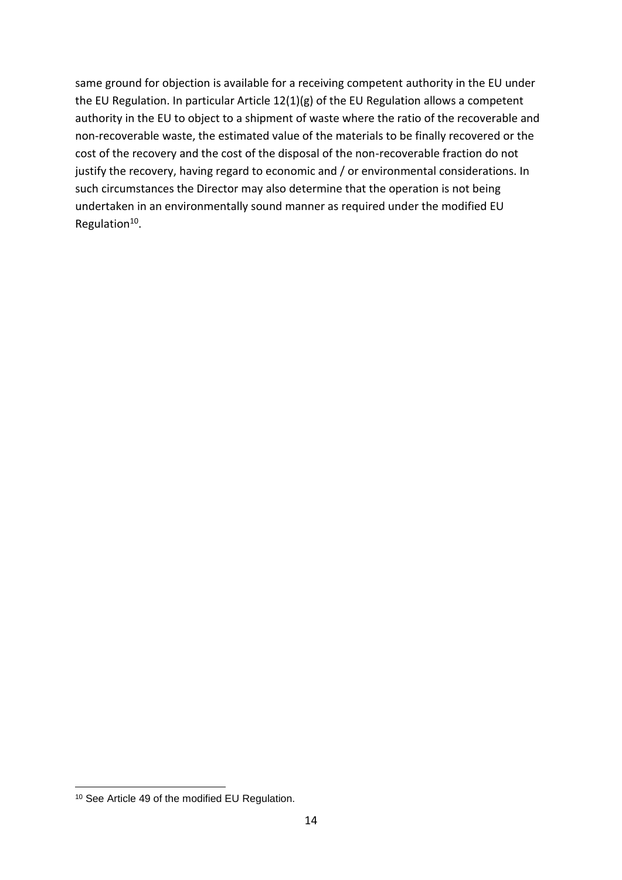same ground for objection is available for a receiving competent authority in the EU under the EU Regulation. In particular Article 12(1)(g) of the EU Regulation allows a competent authority in the EU to object to a shipment of waste where the ratio of the recoverable and non-recoverable waste, the estimated value of the materials to be finally recovered or the cost of the recovery and the cost of the disposal of the non-recoverable fraction do not justify the recovery, having regard to economic and / or environmental considerations. In such circumstances the Director may also determine that the operation is not being undertaken in an environmentally sound manner as required under the modified EU Regulation[10].

[10] See Article 49 of the modified EU Regulation.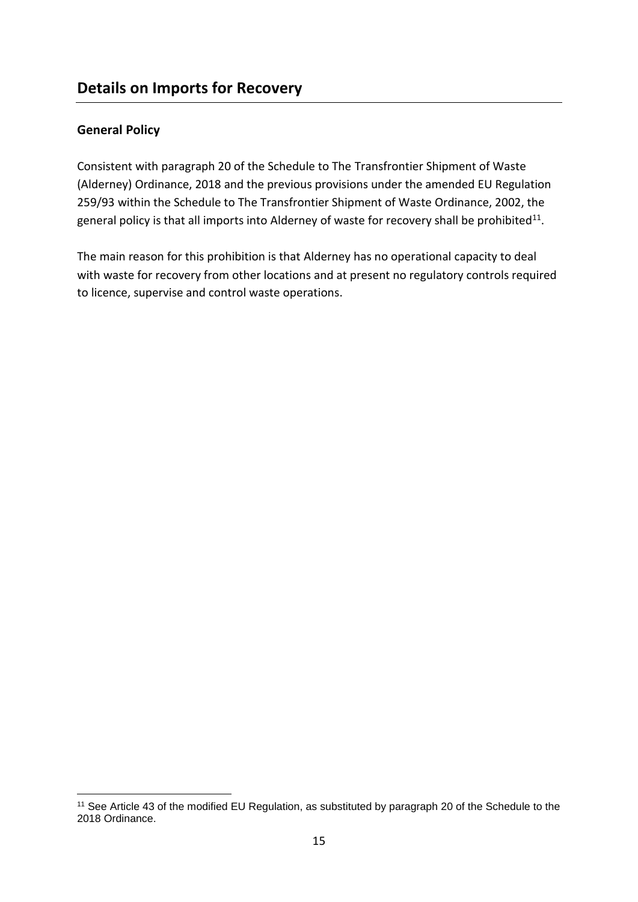## Details on Imports for Recovery

### General Policy

Consistent with paragraph 20 of the Schedule to The Transfrontier Shipment of Waste (Alderney) Ordinance, 2018 and the previous provisions under the amended EU Regulation 259/93 within the Schedule to The Transfrontier Shipment of Waste Ordinance, 2002, the general policy is that all imports into Alderney of waste for recovery shall be prohibited[11].

The main reason for this prohibition is that Alderney has no operational capacity to deal with waste for recovery from other locations and at present no regulatory controls required to licence, supervise and control waste operations.

[11] See Article 43 of the modified EU Regulation, as substituted by paragraph 20 of the Schedule to the 2018 Ordinance.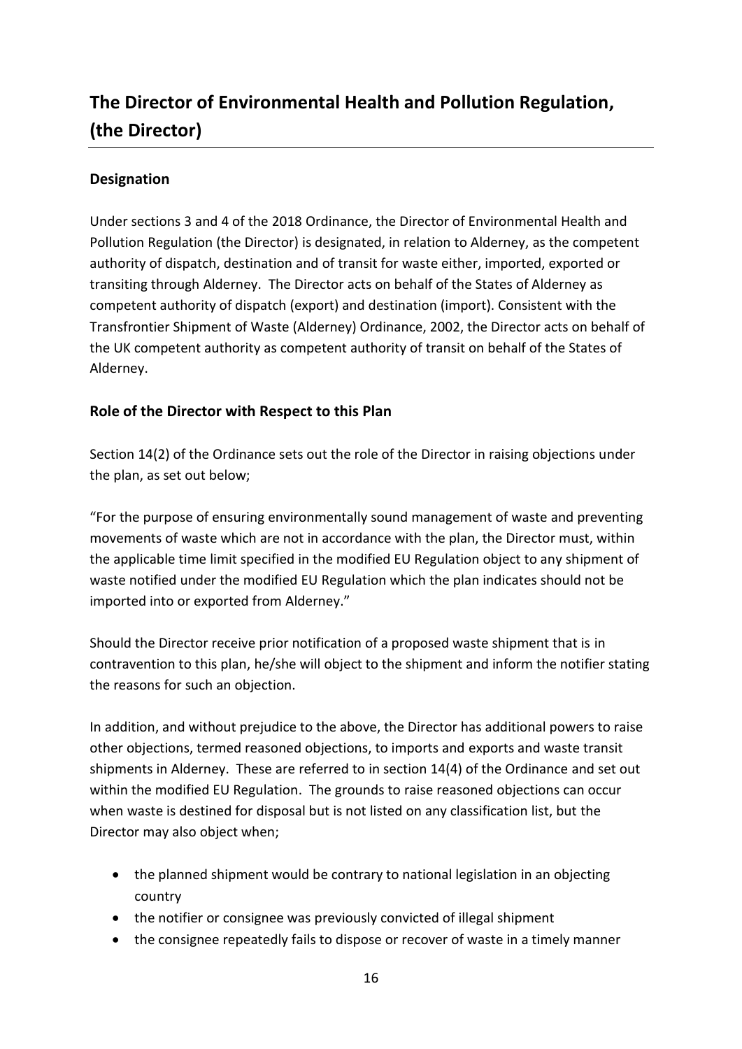# The Director of Environmental Health and Pollution Regulation, (the Director)

## Designation

Under sections 3 and 4 of the 2018 Ordinance, the Director of Environmental Health and Pollution Regulation (the Director) is designated, in relation to Alderney, as the competent authority of dispatch, destination and of transit for waste either, imported, exported or transiting through Alderney. The Director acts on behalf of the States of Alderney as competent authority of dispatch (export) and destination (import). Consistent with the Transfrontier Shipment of Waste (Alderney) Ordinance, 2002, the Director acts on behalf of the UK competent authority as competent authority of transit on behalf of the States of Alderney.

## Role of the Director with Respect to this Plan

Section 14(2) of the Ordinance sets out the role of the Director in raising objections under the plan, as set out below;

"For the purpose of ensuring environmentally sound management of waste and preventing movements of waste which are not in accordance with the plan, the Director must, within the applicable time limit specified in the modified EU Regulation object to any shipment of waste notified under the modified EU Regulation which the plan indicates should not be imported into or exported from Alderney."

Should the Director receive prior notification of a proposed waste shipment that is in contravention to this plan, he/she will object to the shipment and inform the notifier stating the reasons for such an objection.

In addition, and without prejudice to the above, the Director has additional powers to raise other objections, termed reasoned objections, to imports and exports and waste transit shipments in Alderney. These are referred to in section 14(4) of the Ordinance and set out within the modified EU Regulation. The grounds to raise reasoned objections can occur when waste is destined for disposal but is not listed on any classification list, but the Director may also object when;

- the planned shipment would be contrary to national legislation in an objecting country
- the notifier or consignee was previously convicted of illegal shipment
- the consignee repeatedly fails to dispose or recover of waste in a timely manner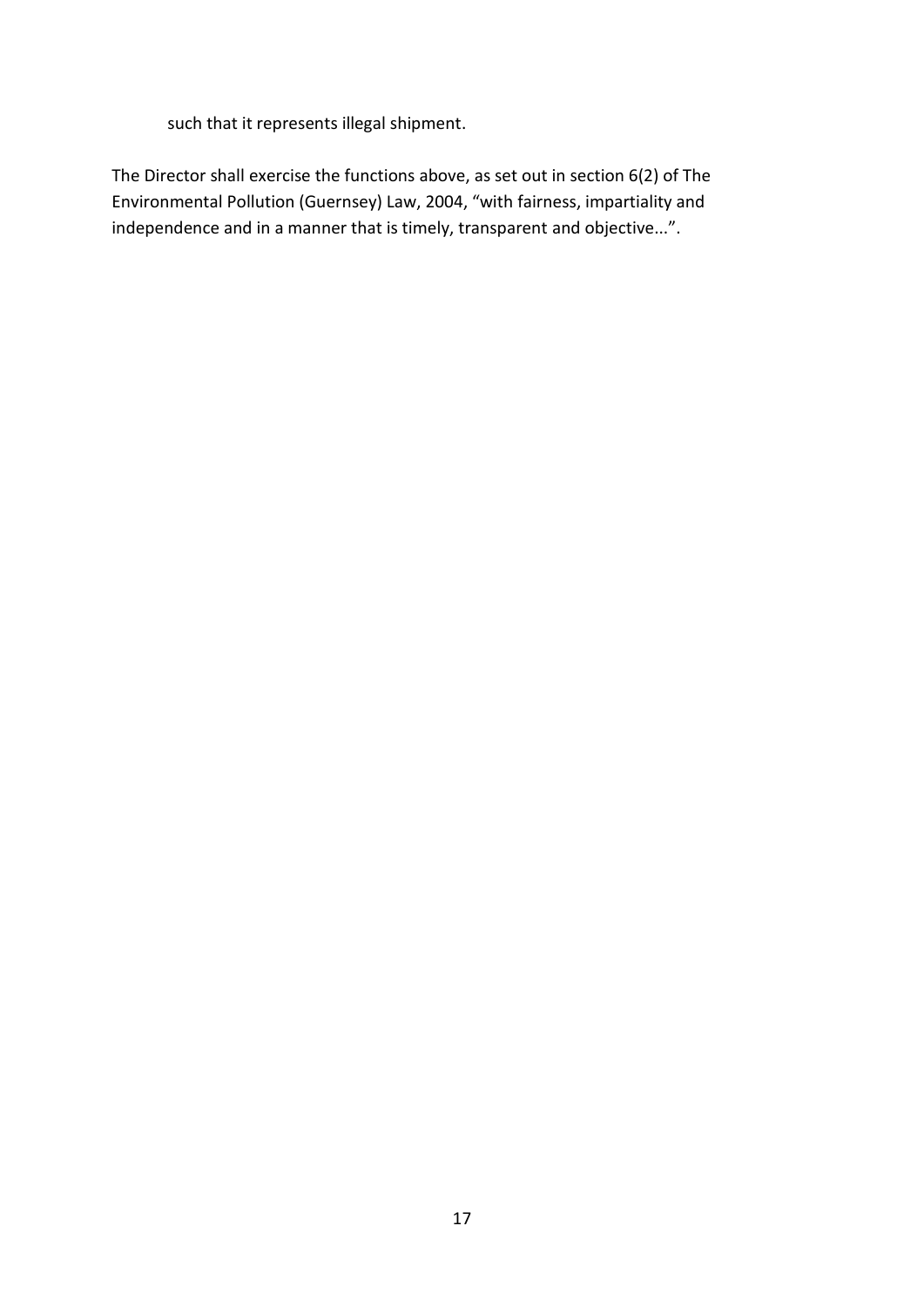such that it represents illegal shipment.

The Director shall exercise the functions above, as set out in section 6(2) of The Environmental Pollution (Guernsey) Law, 2004, "with fairness, impartiality and independence and in a manner that is timely, transparent and objective...".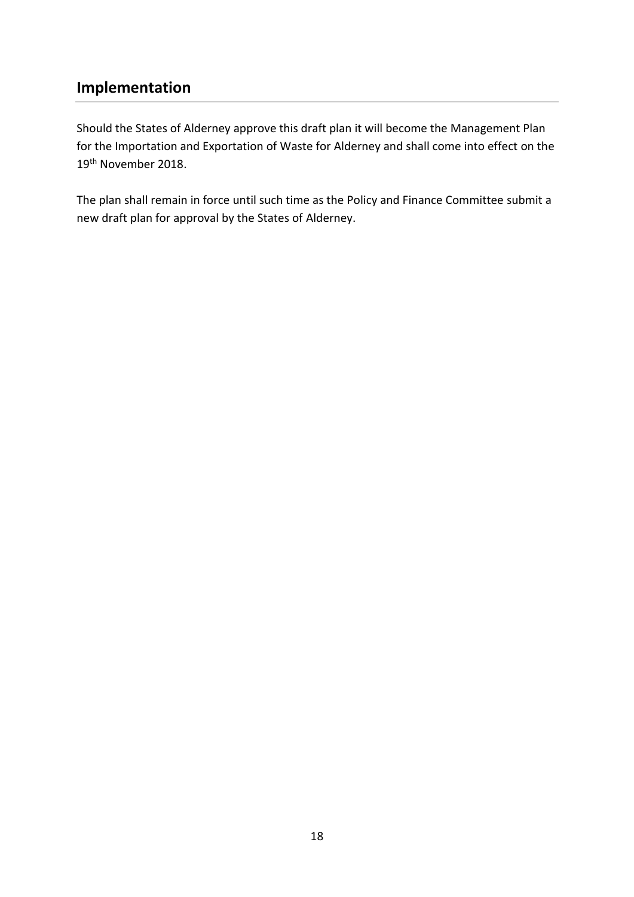## Implementation

Should the States of Alderney approve this draft plan it will become the Management Plan for the Importation and Exportation of Waste for Alderney and shall come into effect on the 19th November 2018.

The plan shall remain in force until such time as the Policy and Finance Committee submit a new draft plan for approval by the States of Alderney.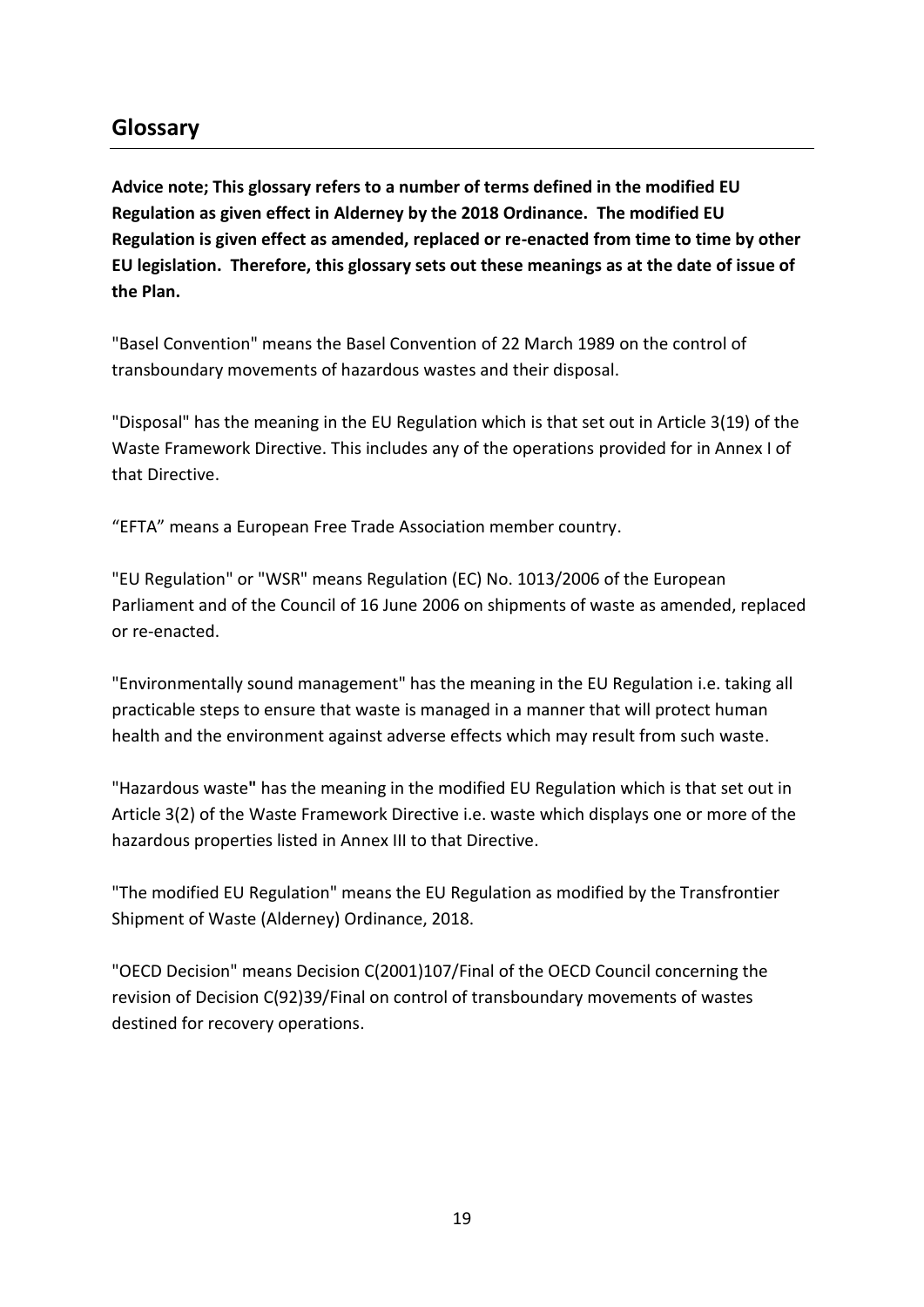## Glossary

**Advice note; This glossary refers to a number of terms defined in the modified EU Regulation as given effect in Alderney by the 2018 Ordinance. The modified EU Regulation is given effect as amended, replaced or re-enacted from time to time by other EU legislation. Therefore, this glossary sets out these meanings as at the date of issue of the Plan.**

"Basel Convention" means the Basel Convention of 22 March 1989 on the control of transboundary movements of hazardous wastes and their disposal.

"Disposal" has the meaning in the EU Regulation which is that set out in Article 3(19) of the Waste Framework Directive. This includes any of the operations provided for in Annex I of that Directive.

"EFTA" means a European Free Trade Association member country.

"EU Regulation" or "WSR" means Regulation (EC) No. 1013/2006 of the European Parliament and of the Council of 16 June 2006 on shipments of waste as amended, replaced or re-enacted.

"Environmentally sound management" has the meaning in the EU Regulation i.e. taking all practicable steps to ensure that waste is managed in a manner that will protect human health and the environment against adverse effects which may result from such waste.

"Hazardous waste**"** has the meaning in the modified EU Regulation which is that set out in Article 3(2) of the Waste Framework Directive i.e. waste which displays one or more of the hazardous properties listed in Annex III to that Directive.

"The modified EU Regulation" means the EU Regulation as modified by the Transfrontier Shipment of Waste (Alderney) Ordinance, 2018.

"OECD Decision" means Decision C(2001)107/Final of the OECD Council concerning the revision of Decision C(92)39/Final on control of transboundary movements of wastes destined for recovery operations.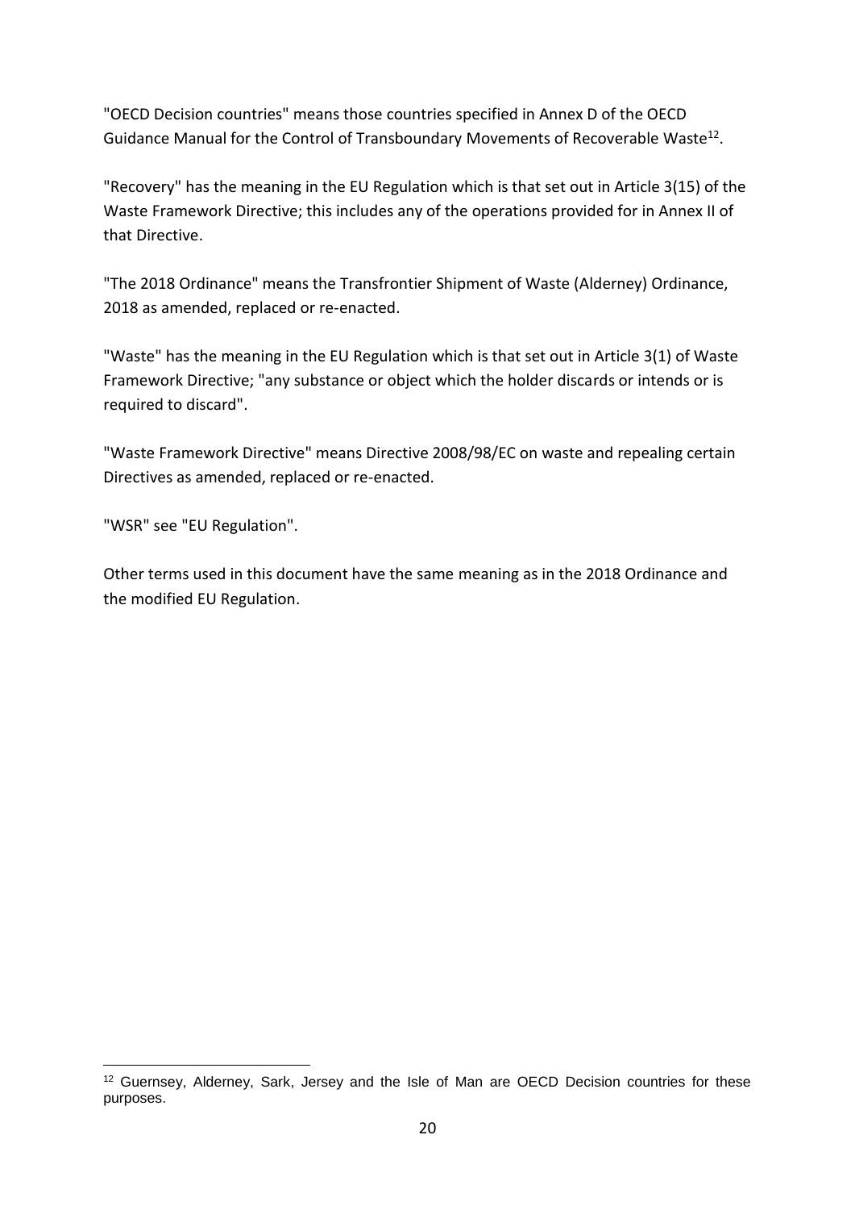"OECD Decision countries" means those countries specified in Annex D of the OECD Guidance Manual for the Control of Transboundary Movements of Recoverable Waste[12].

"Recovery" has the meaning in the EU Regulation which is that set out in Article 3(15) of the Waste Framework Directive; this includes any of the operations provided for in Annex II of that Directive.

"The 2018 Ordinance" means the Transfrontier Shipment of Waste (Alderney) Ordinance, 2018 as amended, replaced or re-enacted.

"Waste" has the meaning in the EU Regulation which is that set out in Article 3(1) of Waste Framework Directive; "any substance or object which the holder discards or intends or is required to discard".

"Waste Framework Directive" means Directive 2008/98/EC on waste and repealing certain Directives as amended, replaced or re-enacted.

"WSR" see "EU Regulation".

Other terms used in this document have the same meaning as in the 2018 Ordinance and the modified EU Regulation.

---

[12] Guernsey, Alderney, Sark, Jersey and the Isle of Man are OECD Decision countries for these purposes.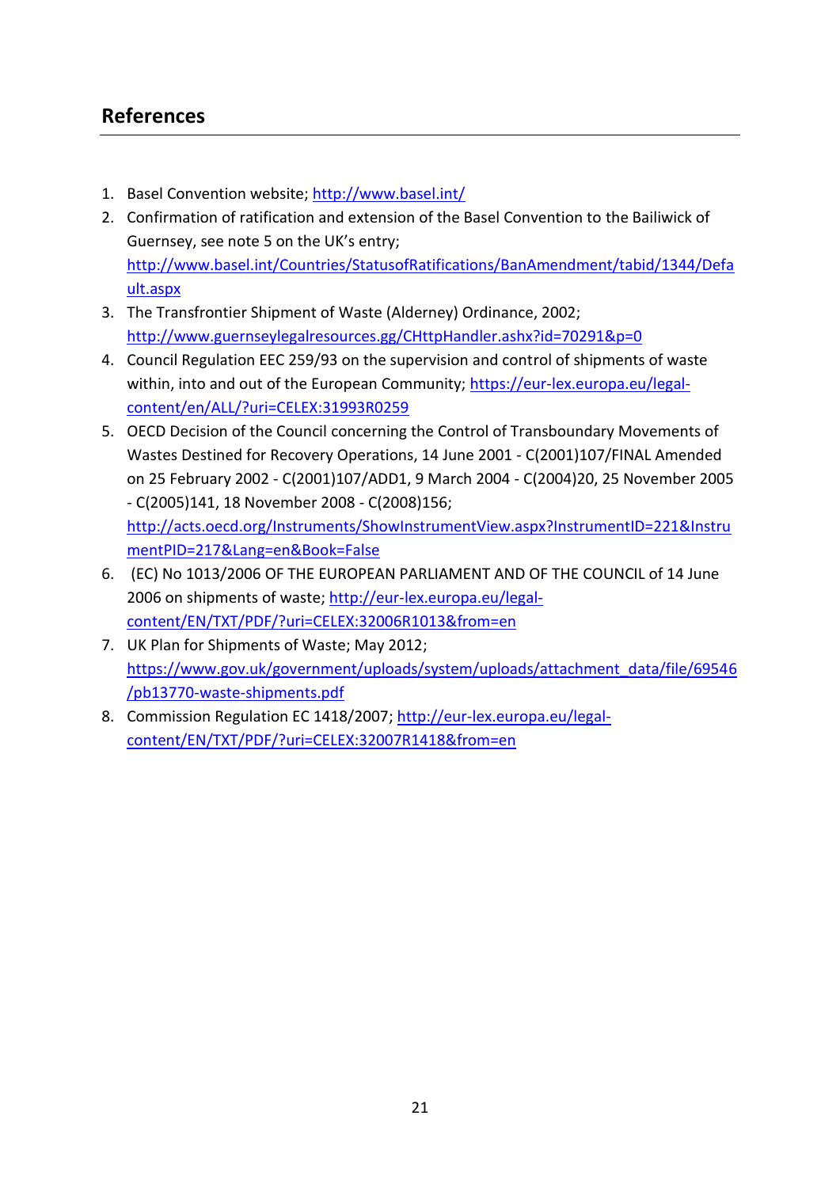## References

1. Basel Convention website; http://www.basel.int/
2. Confirmation of ratification and extension of the Basel Convention to the Bailiwick of Guernsey, see note 5 on the UK's entry; http://www.basel.int/Countries/StatusofRatifications/BanAmendment/tabid/1344/Default.aspx
3. The Transfrontier Shipment of Waste (Alderney) Ordinance, 2002; http://www.guernseylegalresources.gg/CHttpHandler.ashx?id=70291&p=0
4. Council Regulation EEC 259/93 on the supervision and control of shipments of waste within, into and out of the European Community; https://eur-lex.europa.eu/legal-content/en/ALL/?uri=CELEX:31993R0259
5. OECD Decision of the Council concerning the Control of Transboundary Movements of Wastes Destined for Recovery Operations, 14 June 2001 - C(2001)107/FINAL Amended on 25 February 2002 - C(2001)107/ADD1, 9 March 2004 - C(2004)20, 25 November 2005 - C(2005)141, 18 November 2008 - C(2008)156; http://acts.oecd.org/Instruments/ShowInstrumentView.aspx?InstrumentID=221&InstrumentPID=217&Lang=en&Book=False
6. (EC) No 1013/2006 OF THE EUROPEAN PARLIAMENT AND OF THE COUNCIL of 14 June 2006 on shipments of waste; http://eur-lex.europa.eu/legal-content/EN/TXT/PDF/?uri=CELEX:32006R1013&from=en
7. UK Plan for Shipments of Waste; May 2012; https://www.gov.uk/government/uploads/system/uploads/attachment_data/file/69546/pb13770-waste-shipments.pdf
8. Commission Regulation EC 1418/2007; http://eur-lex.europa.eu/legal-content/EN/TXT/PDF/?uri=CELEX:32007R1418&from=en